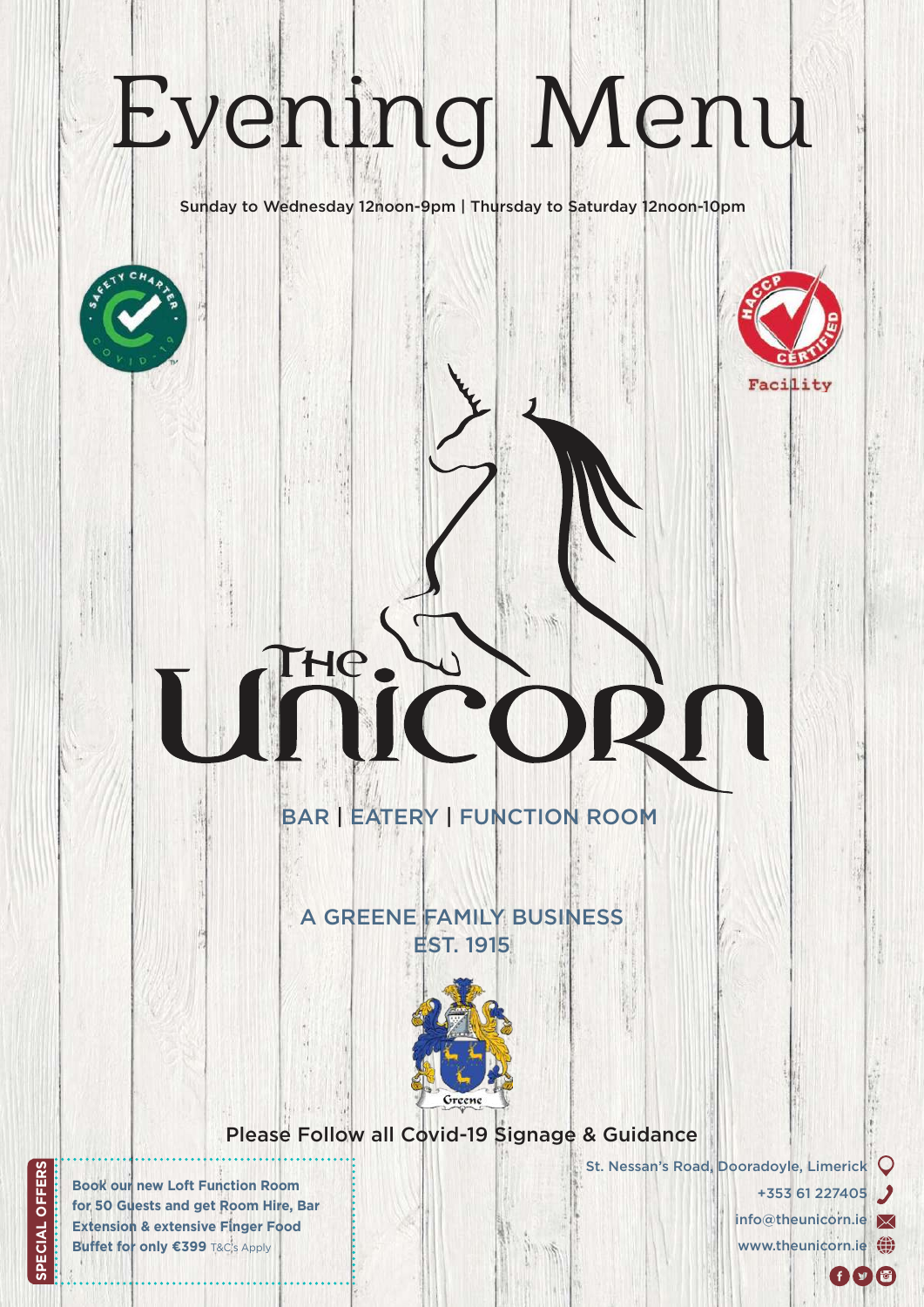# Evening Menu

Sunday to Wednesday 12noon-9pm | Thursday to Saturday 12noon-10pm

## The Unicorn

BAR | EATERY | FUNCTION ROOM

A GREENE FAMILY BUSINESS
EST. 1915

Please Follow all Covid-19 Signage & Guidance

**SPECIAL OFFERS**

**Book our new Loft Function Room for 50 Guests and get Room Hire, Bar Extension & extensive Finger Food Buffet for only €399** T&C's Apply

St. Nessan's Road, Dooradoyle, Limerick
+353 61 227405
info@theunicorn.ie
www.theunicorn.ie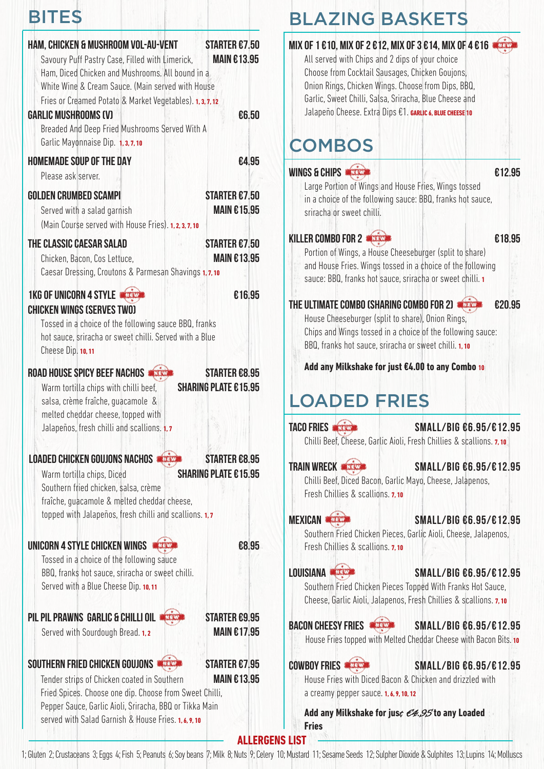# BITES

### HAM, CHICKEN & MUSHROOM VOL-AU-VENT — STARTER €7.50 / MAIN €13.95

Savoury Puff Pastry Case, Filled with Limerick, Ham, Diced Chicken and Mushrooms. All bound in a White Wine & Cream Sauce. (Main served with House Fries or Creamed Potato & Market Vegetables). 1, 3, 7, 12

### GARLIC MUSHROOMS (V) — €6.50

Breaded And Deep Fried Mushrooms Served With A Garlic Mayonnaise Dip. 1, 3, 7, 10

### HOMEMADE SOUP OF THE DAY — €4.95

Please ask server.

### GOLDEN CRUMBED SCAMPI — STARTER €7.50 / MAIN €15.95

Served with a salad garnish (Main Course served with House Fries). 1, 2, 3, 7, 10

### THE CLASSIC CAESAR SALAD — STARTER €7.50 / MAIN €13.95

Chicken, Bacon, Cos Lettuce, Caesar Dressing, Croutons & Parmesan Shavings 1, 7, 10

### 1KG OF UNICORN 4 STYLE CHICKEN WINGS (SERVES TWO) (NEW) — €16.95

Tossed in a choice of the following sauce BBQ, franks hot sauce, sriracha or sweet chilli. Served with a Blue Cheese Dip. 10, 11

### ROAD HOUSE SPICY BEEF NACHOS (NEW) — STARTER €8.95 / SHARING PLATE €15.95

Warm tortilla chips with chilli beef, salsa, crème fraîche, guacamole & melted cheddar cheese, topped with Jalapeños, fresh chilli and scallions. 1, 7

### LOADED CHICKEN GOUJONS NACHOS (NEW) — STARTER €8.95 / SHARING PLATE €15.95

Warm tortilla chips, Diced Southern fried chicken, salsa, crème fraîche, guacamole & melted cheddar cheese, topped with Jalapeños, fresh chilli and scallions. 1, 7

### UNICORN 4 STYLE CHICKEN WINGS (NEW) — €8.95

Tossed in a choice of the following sauce BBQ, franks hot sauce, sriracha or sweet chilli. Served with a Blue Cheese Dip. 10, 11

### PIL PIL PRAWNS GARLIC & CHILLI OIL (NEW) — STARTER €9.95 / MAIN €17.95

Served with Sourdough Bread. 1, 2

### SOUTHERN FRIED CHICKEN GOUJONS (NEW) — STARTER €7.95 / MAIN €13.95

Tender strips of Chicken coated in Southern Fried Spices. Choose one dip. Choose from Sweet Chilli, Pepper Sauce, Garlic Aioli, Sriracha, BBQ or Tikka Main served with Salad Garnish & House Fries. 1, 6, 9, 10

# BLAZING BASKETS

### MIX OF 1 €10, MIX OF 2 €12, MIX OF 3 €14, MIX OF 4 €16 (NEW)

All served with Chips and 2 dips of your choice Choose from Cocktail Sausages, Chicken Goujons, Onion Rings, Chicken Wings. Choose from Dips, BBQ, Garlic, Sweet Chilli, Salsa, Sriracha, Blue Cheese and Jalapeño Cheese. Extra Dips €1. GARLIC 6, BLUE CHEESE 10

# COMBOS

### WINGS & CHIPS (NEW) — €12.95

Large Portion of Wings and House Fries, Wings tossed in a choice of the following sauce: BBQ, franks hot sauce, sriracha or sweet chilli.

### KILLER COMBO FOR 2 (NEW) — €18.95

Portion of Wings, a House Cheeseburger (split to share) and House Fries. Wings tossed in a choice of the following sauce: BBQ, franks hot sauce, sriracha or sweet chilli. 1

### THE ULTIMATE COMBO (SHARING COMBO FOR 2) (NEW) — €20.95

House Cheeseburger (split to share), Onion Rings, Chips and Wings tossed in a choice of the following sauce: BBQ, franks hot sauce, sriracha or sweet chilli. 1, 10

**Add any Milkshake for just €4.00 to any Combo** 10

# LOADED FRIES

### TACO FRIES (NEW) — SMALL/BIG €6.95/€12.95

Chilli Beef, Cheese, Garlic Aioli, Fresh Chillies & scallions. 7, 10

### TRAIN WRECK (NEW) — SMALL/BIG €6.95/€12.95

Chilli Beef, Diced Bacon, Garlic Mayo, Cheese, Jalapenos, Fresh Chillies & scallions. 7, 10

### MEXICAN (NEW) — SMALL/BIG €6.95/€12.95

Southern Fried Chicken Pieces, Garlic Aioli, Cheese, Jalapenos, Fresh Chillies & scallions. 7, 10

### LOUISIANA (NEW) — SMALL/BIG €6.95/€12.95

Southern Fried Chicken Pieces Topped With Franks Hot Sauce, Cheese, Garlic Aioli, Jalapenos, Fresh Chillies & scallions. 7, 10

### BACON CHEESY FRIES (NEW) — SMALL/BIG €6.95/€12.95

House Fries topped with Melted Cheddar Cheese with Bacon Bits. 10

### COWBOY FRIES (NEW) — SMALL/BIG €6.95/€12.95

House Fries with Diced Bacon & Chicken and drizzled with a creamy pepper sauce. 1, 6, 9, 10, 12

**Add any Milkshake for just €4.95 to any Loaded Fries**

## ALLERGENS LIST

1; Gluten 2; Crustaceans 3; Eggs 4; Fish 5; Peanuts 6; Soy beans 7; Milk 8; Nuts 9; Celery 10; Mustard 11; Sesame Seeds 12; Sulpher Dioxide & Sulphites 13; Lupins 14; Molluscs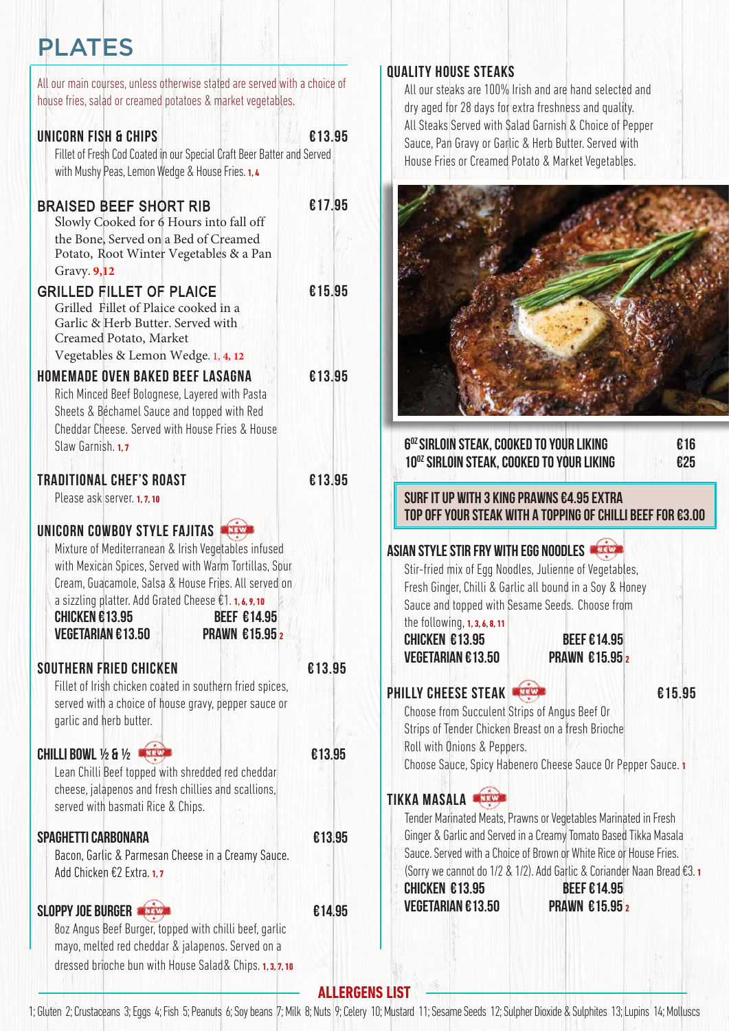# PLATES

All our main courses, unless otherwise stated are served with a choice of house fries, salad or creamed potatoes & market vegetables.

### UNICORN FISH & CHIPS — €13.95

Fillet of Fresh Cod Coated in our Special Craft Beer Batter and Served with Mushy Peas, Lemon Wedge & House Fries. 1, 4

### BRAISED BEEF SHORT RIB — €17.95

Slowly Cooked for 6 Hours into fall off the Bone, Served on a Bed of Creamed Potato, Root Winter Vegetables & a Pan Gravy. 9,12

### GRILLED FILLET OF PLAICE — €15.95

Grilled Fillet of Plaice cooked in a Garlic & Herb Butter. Served with Creamed Potato, Market Vegetables & Lemon Wedge. 1, 4, 12

### HOMEMADE OVEN BAKED BEEF LASAGNA — €13.95

Rich Minced Beef Bolognese, Layered with Pasta Sheets & Béchamel Sauce and topped with Red Cheddar Cheese. Served with House Fries & House Slaw Garnish. 1, 7

### TRADITIONAL CHEF'S ROAST — €13.95

Please ask server. 1, 7, 10

### UNICORN COWBOY STYLE FAJITAS (NEW)

Mixture of Mediterranean & Irish Vegetables infused with Mexican Spices, Served with Warm Tortillas, Sour Cream, Guacamole, Salsa & House Fries. All served on a sizzling platter. Add Grated Cheese €1. 1, 6, 9, 10

**CHICKEN €13.95** | **BEEF €14.95**
**VEGETARIAN €13.50** | **PRAWN €15.95** 2

### SOUTHERN FRIED CHICKEN — €13.95

Fillet of Irish chicken coated in southern fried spices, served with a choice of house gravy, pepper sauce or garlic and herb butter.

### CHILLI BOWL ½ & ½ (NEW) — €13.95

Lean Chilli Beef topped with shredded red cheddar cheese, jalapenos and fresh chillies and scallions, served with basmati Rice & Chips.

### SPAGHETTI CARBONARA — €13.95

Bacon, Garlic & Parmesan Cheese in a Creamy Sauce. Add Chicken €2 Extra. 1, 7

### SLOPPY JOE BURGER (NEW) — €14.95

8oz Angus Beef Burger, topped with chilli beef, garlic mayo, melted red cheddar & jalapenos. Served on a dressed brioche bun with House Salad& Chips. 1, 3, 7, 10

## QUALITY HOUSE STEAKS

All our steaks are 100% Irish and are hand selected and dry aged for 28 days for extra freshness and quality. All Steaks Served with Salad Garnish & Choice of Pepper Sauce, Pan Gravy or Garlic & Herb Butter. Served with House Fries or Creamed Potato & Market Vegetables.

| | |
|---|---|
| 6OZ SIRLOIN STEAK, COOKED TO YOUR LIKING | €16 |
| 10OZ SIRLOIN STEAK, COOKED TO YOUR LIKING | €25 |

**SURF IT UP WITH 3 KING PRAWNS €4.95 EXTRA**
**TOP OFF YOUR STEAK WITH A TOPPING OF CHILLI BEEF FOR €3.00**

### ASIAN STYLE STIR FRY WITH EGG NOODLES (NEW)

Stir-fried mix of Egg Noodles, Julienne of Vegetables, Fresh Ginger, Chilli & Garlic all bound in a Soy & Honey Sauce and topped with Sesame Seeds. Choose from the following, 1, 3, 6, 8, 11

**CHICKEN €13.95** | **BEEF €14.95**
**VEGETARIAN €13.50** | **PRAWN €15.95** 2

### PHILLY CHEESE STEAK (NEW) — €15.95

Choose from Succulent Strips of Angus Beef Or Strips of Tender Chicken Breast on a fresh Brioche Roll with Onions & Peppers.
Choose Sauce, Spicy Habenero Cheese Sauce Or Pepper Sauce. 1

### TIKKA MASALA (NEW)

Tender Marinated Meats, Prawns or Vegetables Marinated in Fresh Ginger & Garlic and Served in a Creamy Tomato Based Tikka Masala Sauce. Served with a Choice of Brown or White Rice or House Fries. (Sorry we cannot do 1/2 & 1/2). Add Garlic & Coriander Naan Bread €3. 1

**CHICKEN €13.95** | **BEEF €14.95**
**VEGETARIAN €13.50** | **PRAWN €15.95** 2

## ALLERGENS LIST

1; Gluten 2; Crustaceans 3; Eggs 4; Fish 5; Peanuts 6; Soy beans 7; Milk 8; Nuts 9; Celery 10; Mustard 11; Sesame Seeds 12; Sulpher Dioxide & Sulphites 13; Lupins 14; Molluscs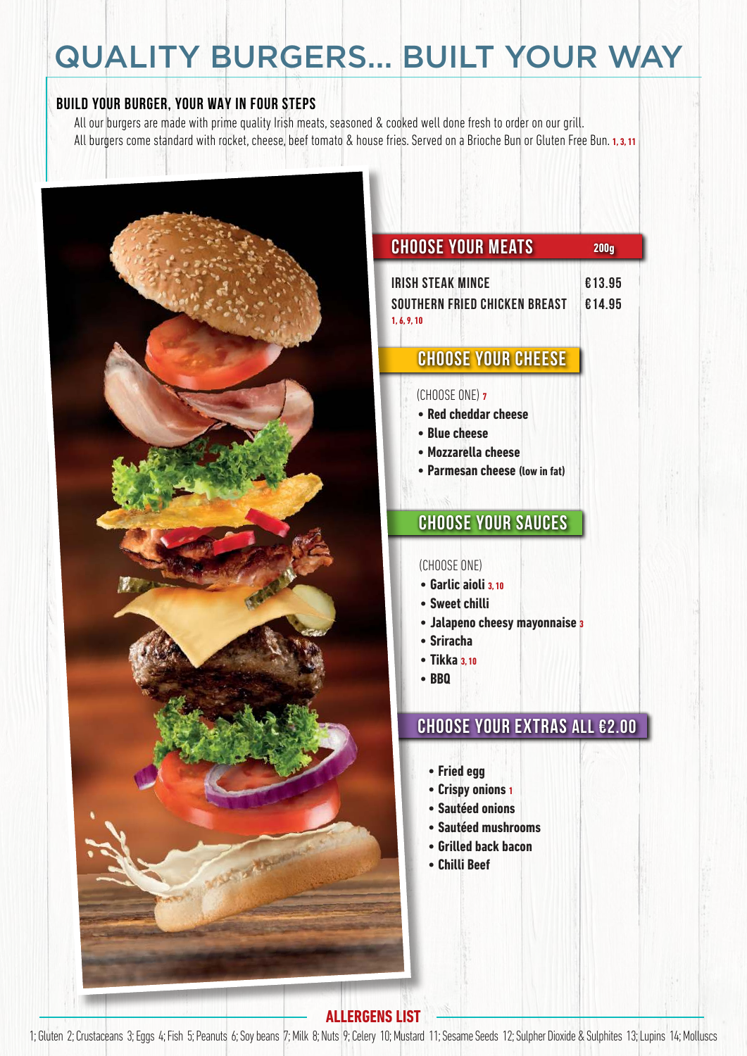# QUALITY BURGERS... BUILT YOUR WAY

## BUILD YOUR BURGER, YOUR WAY IN FOUR STEPS

All our burgers are made with prime quality Irish meats, seasoned & cooked well done fresh to order on our grill.
All burgers come standard with rocket, cheese, beef tomato & house fries. Served on a Brioche Bun or Gluten Free Bun. 1, 3, 11

### CHOOSE YOUR MEATS

| CHOOSE YOUR MEATS | 200g |
|---|---|
| IRISH STEAK MINCE | €13.95 |
| SOUTHERN FRIED CHICKEN BREAST 1, 6, 9, 10 | €14.95 |

### CHOOSE YOUR CHEESE

(CHOOSE ONE) 7

- **Red cheddar cheese**
- **Blue cheese**
- **Mozzarella cheese**
- **Parmesan cheese** (low in fat)

### CHOOSE YOUR SAUCES

(CHOOSE ONE)

- **Garlic aioli** 3, 10
- **Sweet chilli**
- **Jalapeno cheesy mayonnaise** 3
- **Sriracha**
- **Tikka** 3, 10
- **BBQ**

### CHOOSE YOUR EXTRAS ALL €2.00

- **Fried egg**
- **Crispy onions** 1
- **Sautéed onions**
- **Sautéed mushrooms**
- **Grilled back bacon**
- **Chilli Beef**

## ALLERGENS LIST

1; Gluten 2; Crustaceans 3; Eggs 4; Fish 5; Peanuts 6; Soy beans 7; Milk 8; Nuts 9; Celery 10; Mustard 11; Sesame Seeds 12; Sulpher Dioxide & Sulphites 13; Lupins 14; Molluscs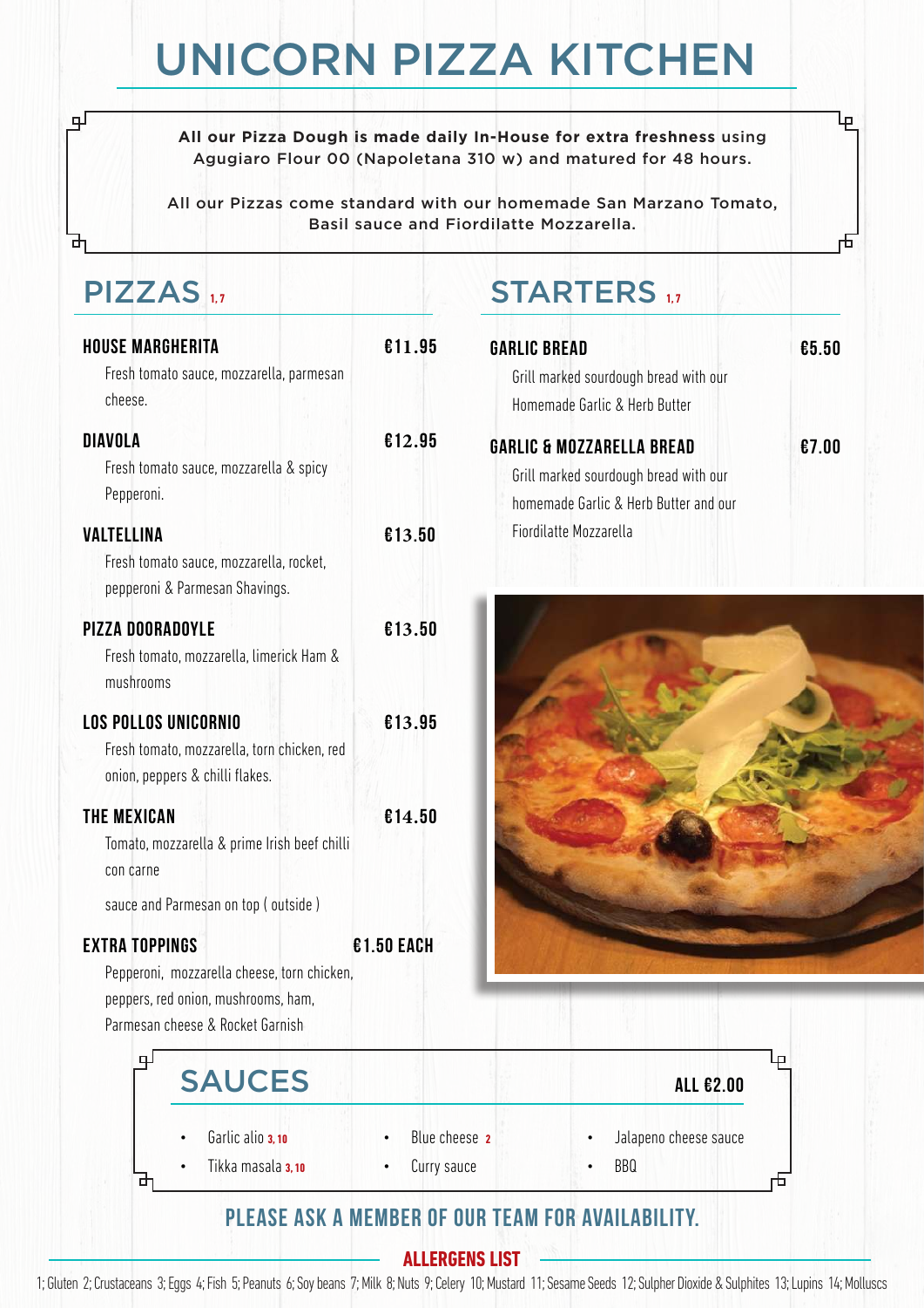# UNICORN PIZZA KITCHEN

**All our Pizza Dough is made daily In-House for extra freshness** using Agugiaro Flour 00 (Napoletana 310 w) and matured for 48 hours.

All our Pizzas come standard with our homemade San Marzano Tomato, Basil sauce and Fiordilatte Mozzarella.

## PIZZAS 1,7

**HOUSE MARGHERITA** — €11.95
Fresh tomato sauce, mozzarella, parmesan cheese.

**DIAVOLA** — €12.95
Fresh tomato sauce, mozzarella & spicy Pepperoni.

**VALTELLINA** — €13.50
Fresh tomato sauce, mozzarella, rocket, pepperoni & Parmesan Shavings.

**PIZZA DOORADOYLE** — €13.50
Fresh tomato, mozzarella, limerick Ham & mushrooms

**LOS POLLOS UNICORNIO** — €13.95
Fresh tomato, mozzarella, torn chicken, red onion, peppers & chilli flakes.

**THE MEXICAN** — €14.50
Tomato, mozzarella & prime Irish beef chilli con carne

sauce and Parmesan on top ( outside )

**EXTRA TOPPINGS** — €1.50 EACH
Pepperoni, mozzarella cheese, torn chicken, peppers, red onion, mushrooms, ham, Parmesan cheese & Rocket Garnish

## STARTERS 1,7

**GARLIC BREAD** — €5.50
Grill marked sourdough bread with our Homemade Garlic & Herb Butter

**GARLIC & MOZZARELLA BREAD** — €7.00
Grill marked sourdough bread with our homemade Garlic & Herb Butter and our Fiordilatte Mozzarella

## SAUCES

**ALL €2.00**

- Garlic alio 3, 10
- Tikka masala 3, 10
- Blue cheese 2
- Curry sauce
- Jalapeno cheese sauce
- BBQ

### PLEASE ASK A MEMBER OF OUR TEAM FOR AVAILABILITY.

### ALLERGENS LIST

1; Gluten 2; Crustaceans 3; Eggs 4; Fish 5; Peanuts 6; Soy beans 7; Milk 8; Nuts 9; Celery 10; Mustard 11; Sesame Seeds 12; Sulpher Dioxide & Sulphites 13; Lupins 14; Molluscs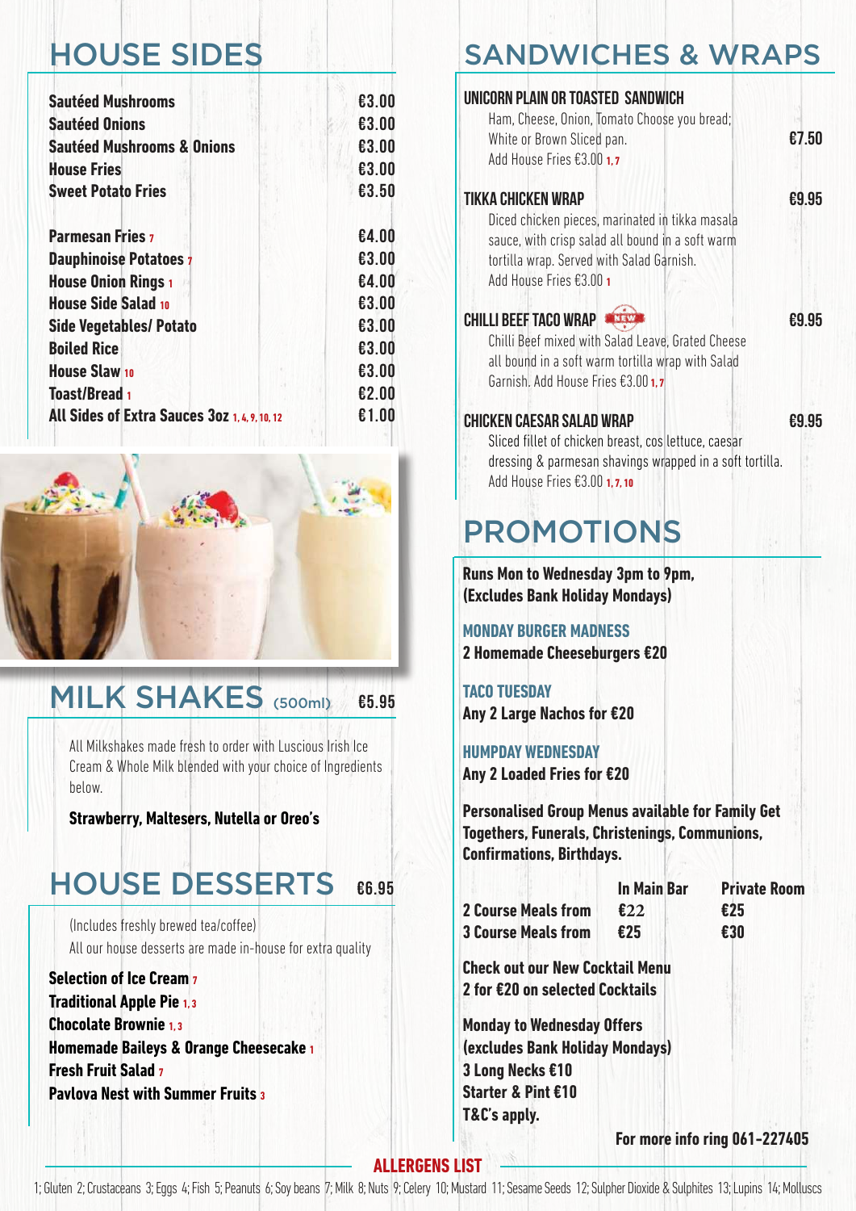## HOUSE SIDES

| | |
|---|---|
| **Sautéed Mushrooms** | **€3.00** |
| **Sautéed Onions** | **€3.00** |
| **Sautéed Mushrooms & Onions** | **€3.00** |
| **House Fries** | **€3.00** |
| **Sweet Potato Fries** | **€3.50** |
| **Parmesan Fries** 7 | **€4.00** |
| **Dauphinoise Potatoes** 7 | **€3.00** |
| **House Onion Rings** 1 | **€4.00** |
| **House Side Salad** 10 | **€3.00** |
| **Side Vegetables/ Potato** | **€3.00** |
| **Boiled Rice** | **€3.00** |
| **House Slaw** 10 | **€3.00** |
| **Toast/Bread** 1 | **€2.00** |
| **All Sides of Extra Sauces 3oz** 1, 4, 9, 10, 12 | **€1.00** |

## MILK SHAKES (500ml) €5.95

All Milkshakes made fresh to order with Luscious Irish Ice Cream & Whole Milk blended with your choice of Ingredients below.

**Strawberry, Maltesers, Nutella or Oreo's**

## HOUSE DESSERTS €6.95

(Includes freshly brewed tea/coffee)
All our house desserts are made in-house for extra quality

**Selection of Ice Cream** 7
**Traditional Apple Pie** 1, 3
**Chocolate Brownie** 1, 3
**Homemade Baileys & Orange Cheesecake** 1
**Fresh Fruit Salad** 7
**Pavlova Nest with Summer Fruits** 3

## SANDWICHES & WRAPS

**UNICORN PLAIN OR TOASTED SANDWICH** **€7.50**
Ham, Cheese, Onion, Tomato Choose you bread; White or Brown Sliced pan.
Add House Fries €3.00 1, 7

**TIKKA CHICKEN WRAP** **€9.95**
Diced chicken pieces, marinated in tikka masala sauce, with crisp salad all bound in a soft warm tortilla wrap. Served with Salad Garnish.
Add House Fries €3.00 1

**CHILLI BEEF TACO WRAP** NEW **€9.95**
Chilli Beef mixed with Salad Leave, Grated Cheese all bound in a soft warm tortilla wrap with Salad Garnish. Add House Fries €3.00 1, 7

**CHICKEN CAESAR SALAD WRAP** **€9.95**
Sliced fillet of chicken breast, cos lettuce, caesar dressing & parmesan shavings wrapped in a soft tortilla.
Add House Fries €3.00 1, 7, 10

## PROMOTIONS

**Runs Mon to Wednesday 3pm to 9pm, (Excludes Bank Holiday Mondays)**

**MONDAY BURGER MADNESS**
**2 Homemade Cheeseburgers €20**

**TACO TUESDAY**
**Any 2 Large Nachos for €20**

**HUMPDAY WEDNESDAY**
**Any 2 Loaded Fries for €20**

**Personalised Group Menus available for Family Get Togethers, Funerals, Christenings, Communions, Confirmations, Birthdays.**

| | In Main Bar | Private Room |
|---|---|---|
| **2 Course Meals from** | **€22** | **€25** |
| **3 Course Meals from** | **€25** | **€30** |

**Check out our New Cocktail Menu**
**2 for €20 on selected Cocktails**

**Monday to Wednesday Offers (excludes Bank Holiday Mondays)**
**3 Long Necks €10**
**Starter & Pint €10**
**T&C's apply.**

**For more info ring 061-227405**

**ALLERGENS LIST**

1; Gluten 2; Crustaceans 3; Eggs 4; Fish 5; Peanuts 6; Soy beans 7; Milk 8; Nuts 9; Celery 10; Mustard 11; Sesame Seeds 12; Sulpher Dioxide & Sulphites 13; Lupins 14; Molluscs